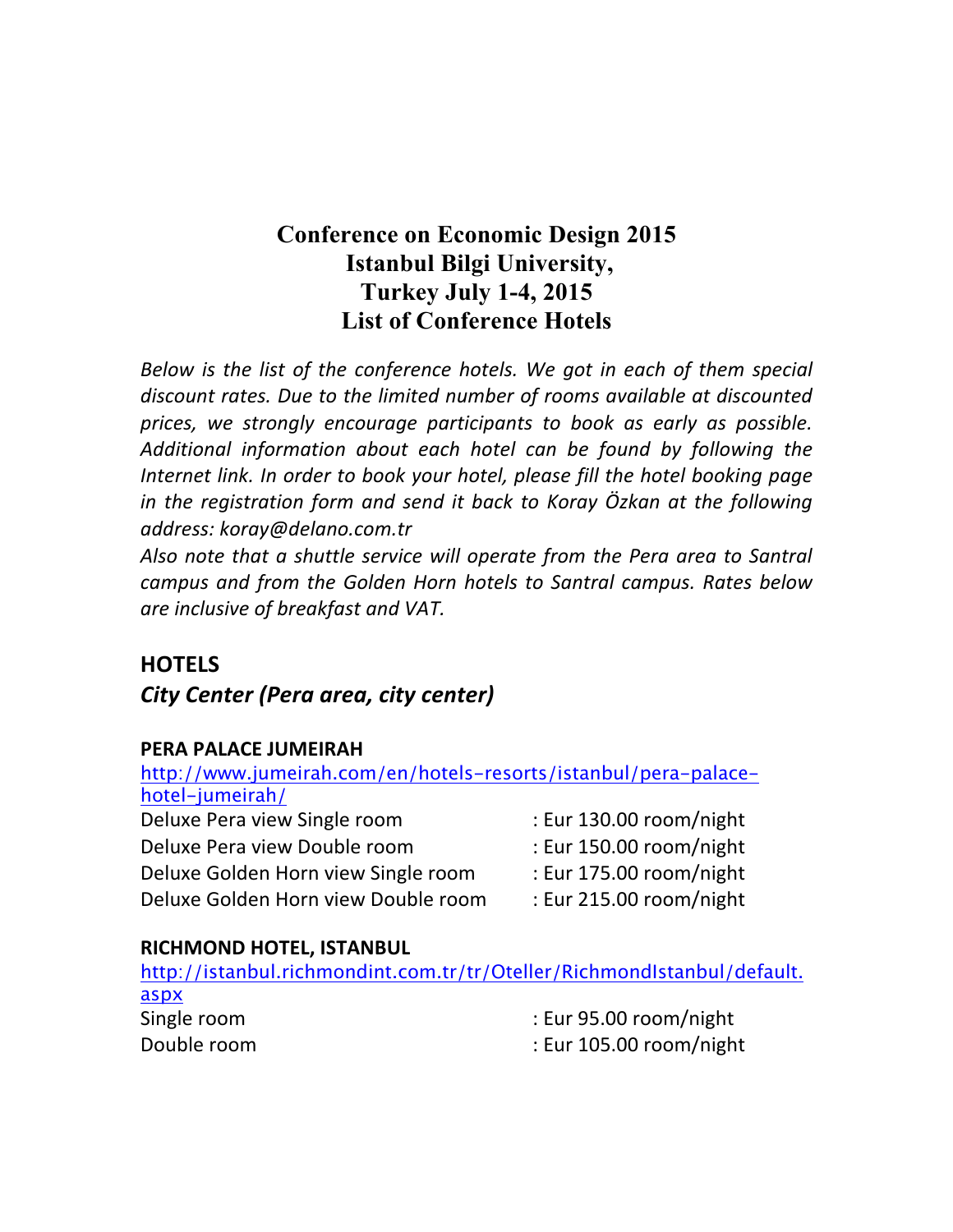# Conference on Economic Design 2015
# Istanbul Bilgi University,
# Turkey July 1-4, 2015
# List of Conference Hotels

*Below is the list of the conference hotels. We got in each of them special discount rates. Due to the limited number of rooms available at discounted prices, we strongly encourage participants to book as early as possible. Additional information about each hotel can be found by following the Internet link. In order to book your hotel, please fill the hotel booking page in the registration form and send it back to Koray Özkan at the following address: koray@delano.com.tr*

*Also note that a shuttle service will operate from the Pera area to Santral campus and from the Golden Horn hotels to Santral campus. Rates below are inclusive of breakfast and VAT.*

## HOTELS

### *City Center (Pera area, city center)*

**PERA PALACE JUMEIRAH**

http://www.jumeirah.com/en/hotels-resorts/istanbul/pera-palace-hotel-jumeirah/

Deluxe Pera view Single room : Eur 130.00 room/night
Deluxe Pera view Double room : Eur 150.00 room/night
Deluxe Golden Horn view Single room : Eur 175.00 room/night
Deluxe Golden Horn view Double room : Eur 215.00 room/night

**RICHMOND HOTEL, ISTANBUL**

http://istanbul.richmondint.com.tr/tr/Oteller/RichmondIstanbul/default.aspx

Single room : Eur 95.00 room/night
Double room : Eur 105.00 room/night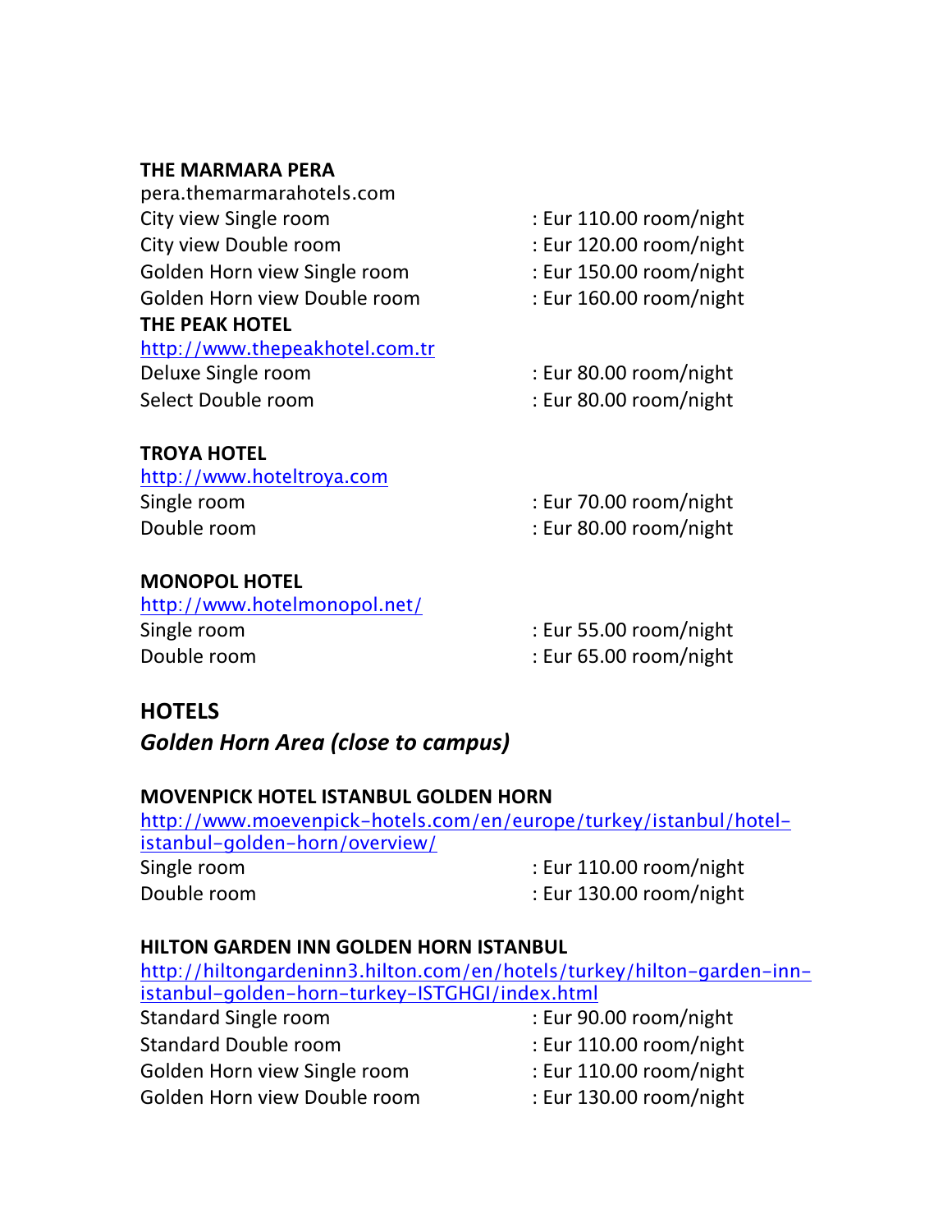**THE MARMARA PERA**
pera.themarmarahotels.com
City view Single room : Eur 110.00 room/night
City view Double room : Eur 120.00 room/night
Golden Horn view Single room : Eur 150.00 room/night
Golden Horn view Double room : Eur 160.00 room/night

**THE PEAK HOTEL**
[http://www.thepeakhotel.com.tr](http://www.thepeakhotel.com.tr)
Deluxe Single room : Eur 80.00 room/night
Select Double room : Eur 80.00 room/night

**TROYA HOTEL**
[http://www.hoteltroya.com](http://www.hoteltroya.com)
Single room : Eur 70.00 room/night
Double room : Eur 80.00 room/night

**MONOPOL HOTEL**
[http://www.hotelmonopol.net/](http://www.hotelmonopol.net/)
Single room : Eur 55.00 room/night
Double room : Eur 65.00 room/night

## HOTELS

### *Golden Horn Area (close to campus)*

**MOVENPICK HOTEL ISTANBUL GOLDEN HORN**
[http://www.moevenpick-hotels.com/en/europe/turkey/istanbul/hotel-istanbul-golden-horn/overview/](http://www.moevenpick-hotels.com/en/europe/turkey/istanbul/hotel-istanbul-golden-horn/overview/)
Single room : Eur 110.00 room/night
Double room : Eur 130.00 room/night

**HILTON GARDEN INN GOLDEN HORN ISTANBUL**
[http://hiltongardeninn3.hilton.com/en/hotels/turkey/hilton-garden-inn-istanbul-golden-horn-turkey-ISTGHGI/index.html](http://hiltongardeninn3.hilton.com/en/hotels/turkey/hilton-garden-inn-istanbul-golden-horn-turkey-ISTGHGI/index.html)
Standard Single room : Eur 90.00 room/night
Standard Double room : Eur 110.00 room/night
Golden Horn view Single room : Eur 110.00 room/night
Golden Horn view Double room : Eur 130.00 room/night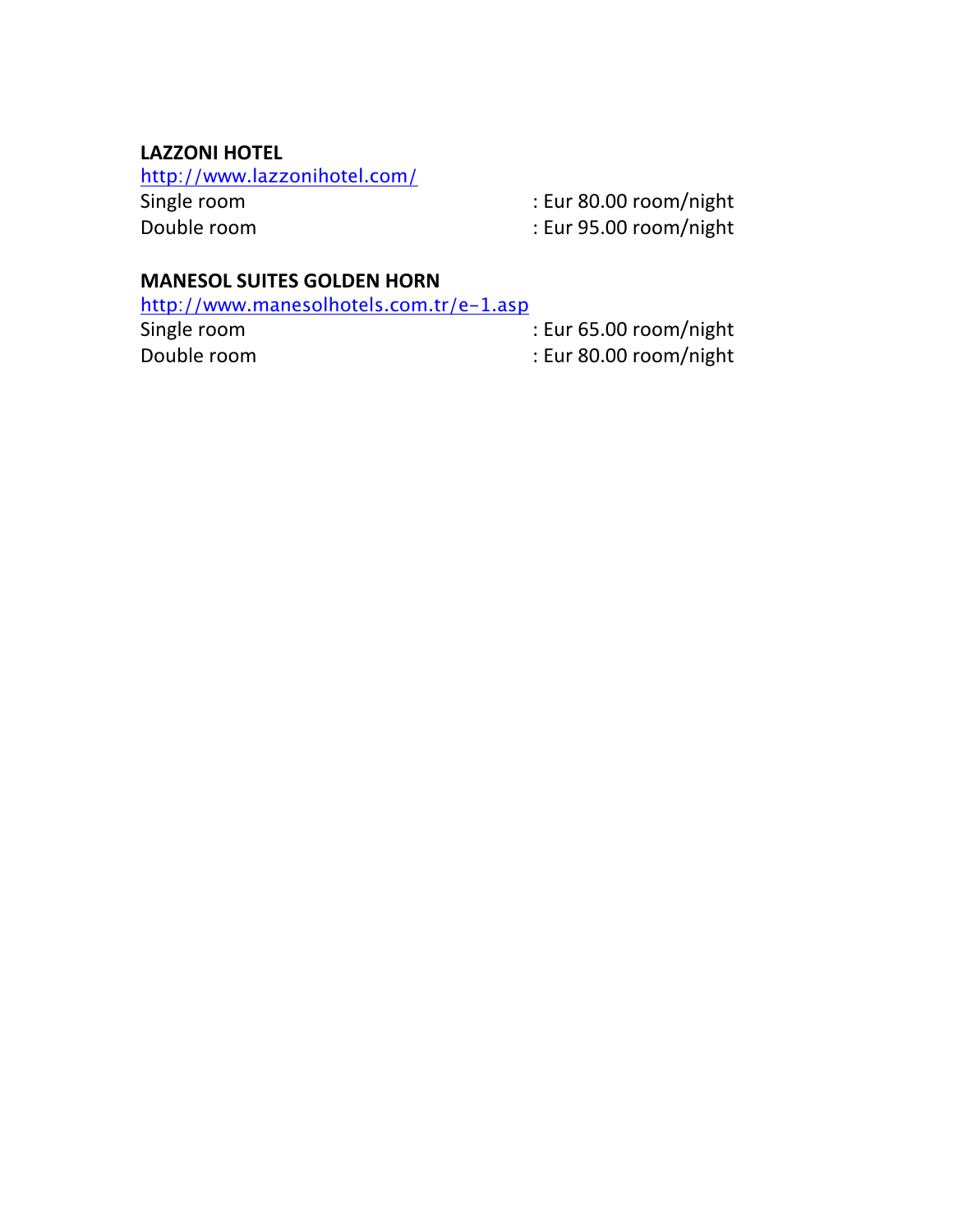**LAZZONI HOTEL**

http://www.lazzonihotel.com/

Single room : Eur 80.00 room/night

Double room : Eur 95.00 room/night

**MANESOL SUITES GOLDEN HORN**

http://www.manesolhotels.com.tr/e-1.asp

Single room : Eur 65.00 room/night

Double room : Eur 80.00 room/night